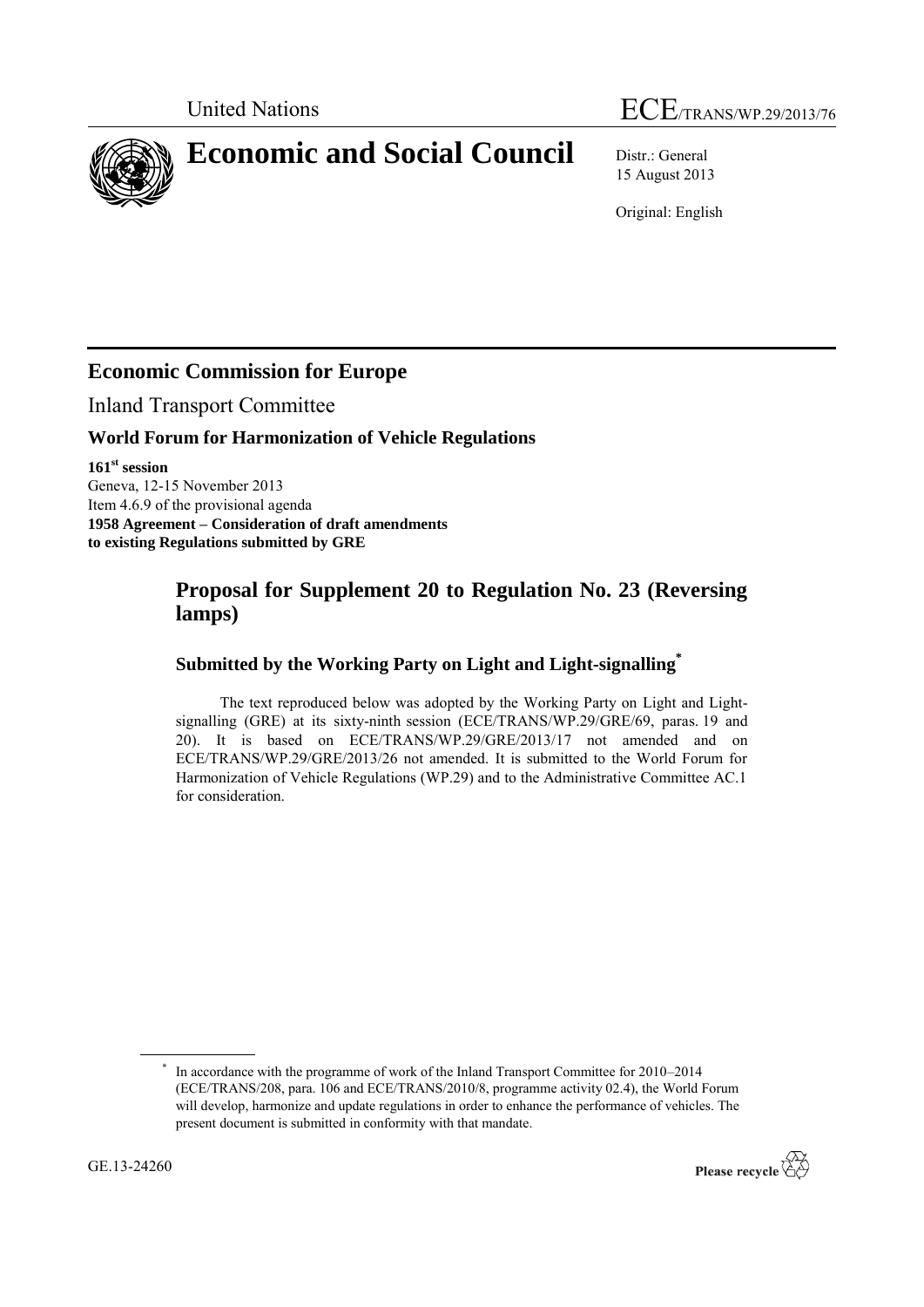United Nations

ECE/TRANS/WP.29/2013/76

# Economic and Social Council

Distr.: General
15 August 2013

Original: English

## Economic Commission for Europe

Inland Transport Committee

### World Forum for Harmonization of Vehicle Regulations

**161st session**
Geneva, 12-15 November 2013
Item 4.6.9 of the provisional agenda
**1958 Agreement – Consideration of draft amendments to existing Regulations submitted by GRE**

## Proposal for Supplement 20 to Regulation No. 23 (Reversing lamps)

### Submitted by the Working Party on Light and Light-signalling*

The text reproduced below was adopted by the Working Party on Light and Light-signalling (GRE) at its sixty-ninth session (ECE/TRANS/WP.29/GRE/69, paras. 19 and 20). It is based on ECE/TRANS/WP.29/GRE/2013/17 not amended and on ECE/TRANS/WP.29/GRE/2013/26 not amended. It is submitted to the World Forum for Harmonization of Vehicle Regulations (WP.29) and to the Administrative Committee AC.1 for consideration.

* In accordance with the programme of work of the Inland Transport Committee for 2010–2014 (ECE/TRANS/208, para. 106 and ECE/TRANS/2010/8, programme activity 02.4), the World Forum will develop, harmonize and update regulations in order to enhance the performance of vehicles. The present document is submitted in conformity with that mandate.

GE.13-24260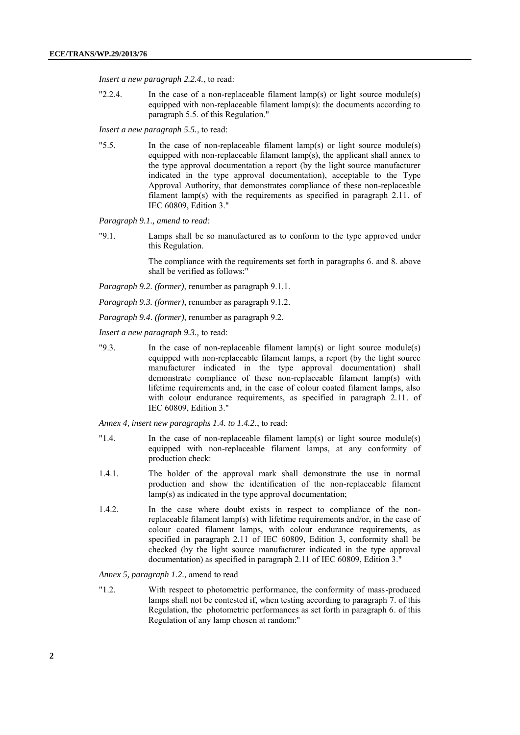*Insert a new paragraph 2.2.4.*, to read:

"2.2.4. In the case of a non-replaceable filament lamp(s) or light source module(s) equipped with non-replaceable filament lamp(s): the documents according to paragraph 5.5. of this Regulation."

*Insert a new paragraph 5.5.*, to read:

"5.5. In the case of non-replaceable filament lamp(s) or light source module(s) equipped with non-replaceable filament lamp(s), the applicant shall annex to the type approval documentation a report (by the light source manufacturer indicated in the type approval documentation), acceptable to the Type Approval Authority, that demonstrates compliance of these non-replaceable filament lamp(s) with the requirements as specified in paragraph 2.11. of IEC 60809, Edition 3."

*Paragraph 9.1., amend to read:*

"9.1. Lamps shall be so manufactured as to conform to the type approved under this Regulation.

The compliance with the requirements set forth in paragraphs 6. and 8. above shall be verified as follows:"

*Paragraph 9.2. (former)*, renumber as paragraph 9.1.1.

*Paragraph 9.3. (former)*, renumber as paragraph 9.1.2.

*Paragraph 9.4. (former)*, renumber as paragraph 9.2.

*Insert a new paragraph 9.3.,* to read:

"9.3. In the case of non-replaceable filament lamp(s) or light source module(s) equipped with non-replaceable filament lamps, a report (by the light source manufacturer indicated in the type approval documentation) shall demonstrate compliance of these non-replaceable filament lamp(s) with lifetime requirements and, in the case of colour coated filament lamps, also with colour endurance requirements, as specified in paragraph 2.11. of IEC 60809, Edition 3."

*Annex 4, insert new paragraphs 1.4. to 1.4.2.*, to read:

"1.4. In the case of non-replaceable filament lamp(s) or light source module(s) equipped with non-replaceable filament lamps, at any conformity of production check:

1.4.1. The holder of the approval mark shall demonstrate the use in normal production and show the identification of the non-replaceable filament lamp(s) as indicated in the type approval documentation;

1.4.2. In the case where doubt exists in respect to compliance of the non-replaceable filament lamp(s) with lifetime requirements and/or, in the case of colour coated filament lamps, with colour endurance requirements, as specified in paragraph 2.11 of IEC 60809, Edition 3, conformity shall be checked (by the light source manufacturer indicated in the type approval documentation) as specified in paragraph 2.11 of IEC 60809, Edition 3."

*Annex 5, paragraph 1.2.,* amend to read

"1.2. With respect to photometric performance, the conformity of mass-produced lamps shall not be contested if, when testing according to paragraph 7. of this Regulation, the photometric performances as set forth in paragraph 6. of this Regulation of any lamp chosen at random:"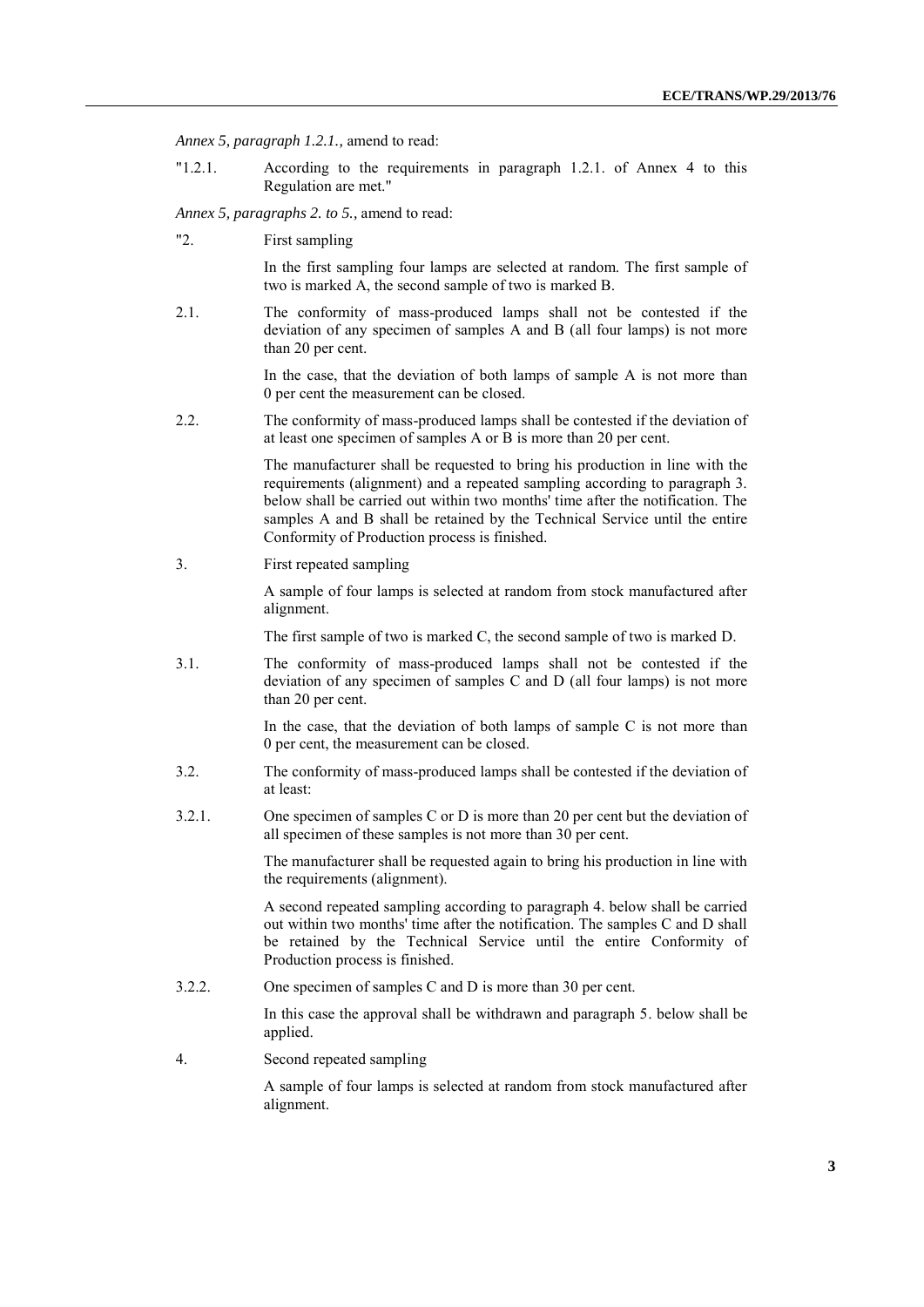*Annex 5, paragraph 1.2.1.,* amend to read:

"1.2.1. According to the requirements in paragraph 1.2.1. of Annex 4 to this Regulation are met."

*Annex 5, paragraphs 2. to 5.,* amend to read:

"2. First sampling

In the first sampling four lamps are selected at random. The first sample of two is marked A, the second sample of two is marked B.

2.1. The conformity of mass-produced lamps shall not be contested if the deviation of any specimen of samples A and B (all four lamps) is not more than 20 per cent.

In the case, that the deviation of both lamps of sample A is not more than 0 per cent the measurement can be closed.

2.2. The conformity of mass-produced lamps shall be contested if the deviation of at least one specimen of samples A or B is more than 20 per cent.

The manufacturer shall be requested to bring his production in line with the requirements (alignment) and a repeated sampling according to paragraph 3. below shall be carried out within two months' time after the notification. The samples A and B shall be retained by the Technical Service until the entire Conformity of Production process is finished.

3. First repeated sampling

A sample of four lamps is selected at random from stock manufactured after alignment.

The first sample of two is marked C, the second sample of two is marked D.

3.1. The conformity of mass-produced lamps shall not be contested if the deviation of any specimen of samples C and D (all four lamps) is not more than 20 per cent.

In the case, that the deviation of both lamps of sample C is not more than 0 per cent, the measurement can be closed.

3.2. The conformity of mass-produced lamps shall be contested if the deviation of at least:

3.2.1. One specimen of samples C or D is more than 20 per cent but the deviation of all specimen of these samples is not more than 30 per cent.

The manufacturer shall be requested again to bring his production in line with the requirements (alignment).

A second repeated sampling according to paragraph 4. below shall be carried out within two months' time after the notification. The samples C and D shall be retained by the Technical Service until the entire Conformity of Production process is finished.

3.2.2. One specimen of samples C and D is more than 30 per cent.

In this case the approval shall be withdrawn and paragraph 5. below shall be applied.

4. Second repeated sampling

A sample of four lamps is selected at random from stock manufactured after alignment.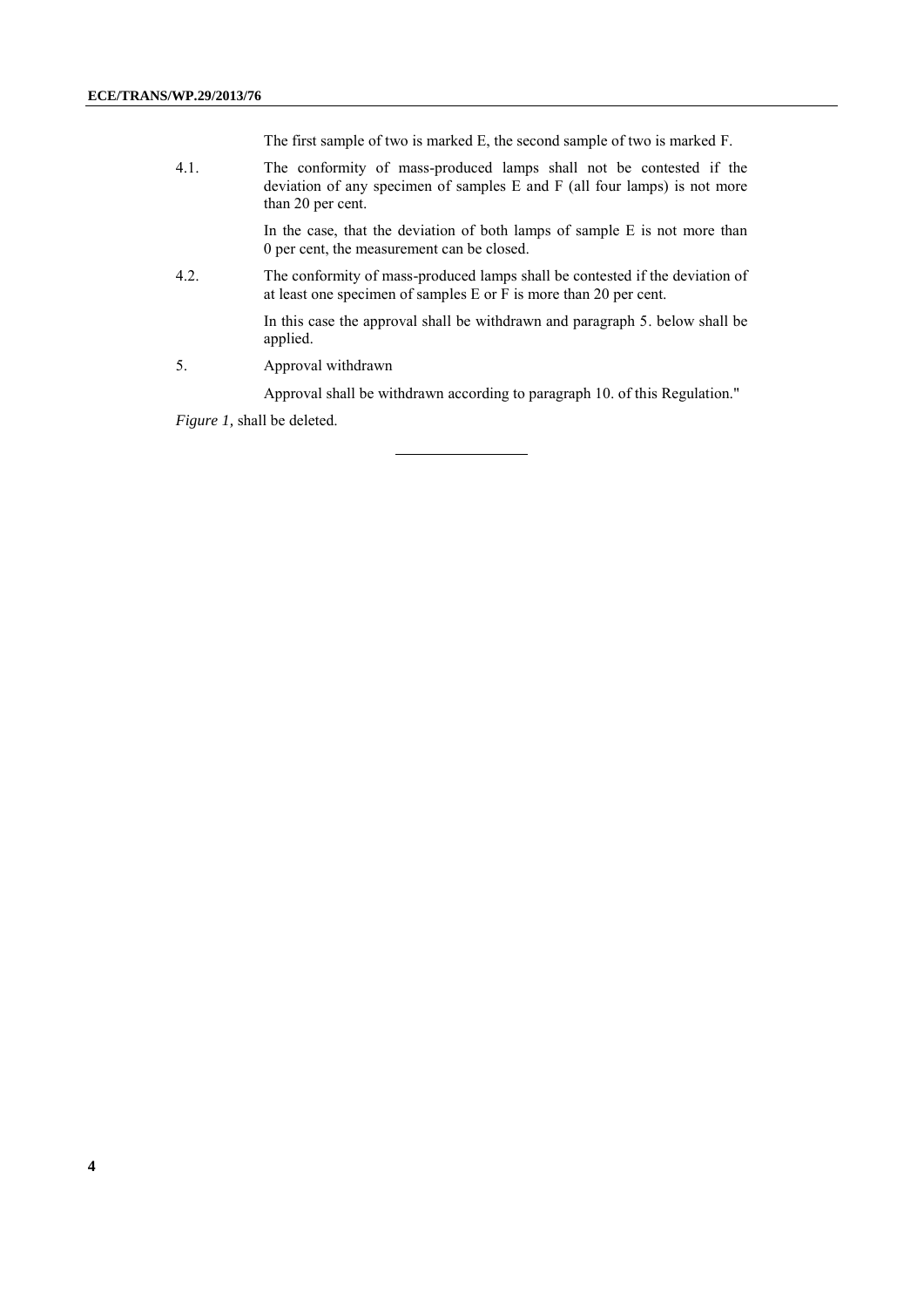The first sample of two is marked E, the second sample of two is marked F.

4.1. The conformity of mass-produced lamps shall not be contested if the deviation of any specimen of samples E and F (all four lamps) is not more than 20 per cent.

In the case, that the deviation of both lamps of sample E is not more than 0 per cent, the measurement can be closed.

4.2. The conformity of mass-produced lamps shall be contested if the deviation of at least one specimen of samples E or F is more than 20 per cent.

In this case the approval shall be withdrawn and paragraph 5. below shall be applied.

5. Approval withdrawn

Approval shall be withdrawn according to paragraph 10. of this Regulation."

*Figure 1,* shall be deleted.